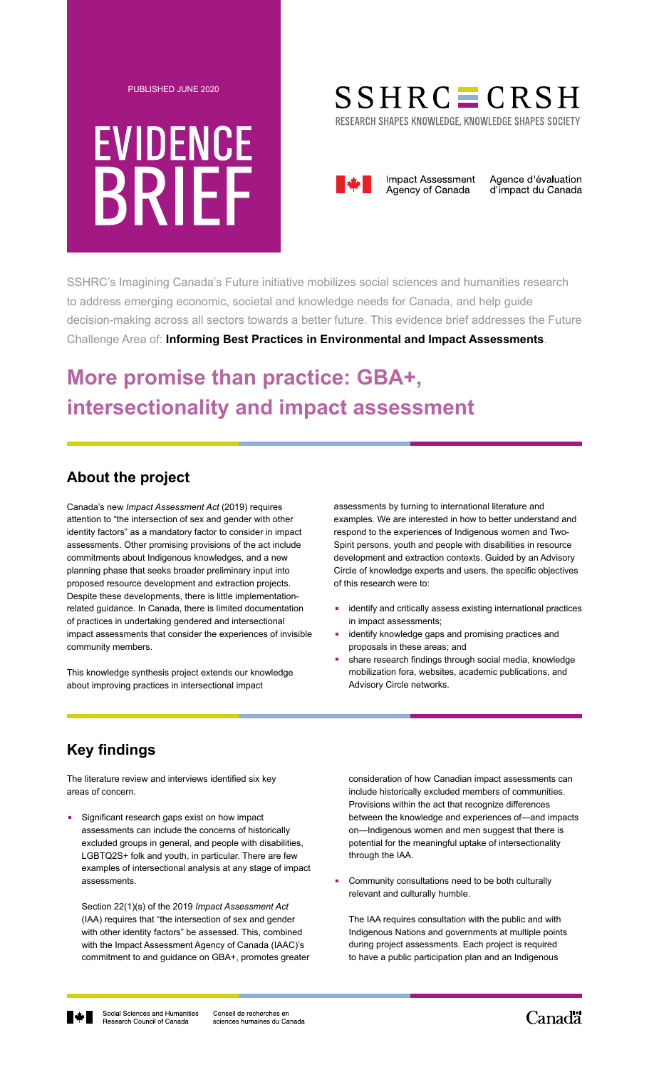PUBLISHED JUNE 2020

# EVIDENCE BRIEF

SSHRC ═ CRSH

RESEARCH SHAPES KNOWLEDGE, KNOWLEDGE SHAPES SOCIETY

Impact Assessment Agency of Canada | Agence d'évaluation d'impact du Canada

SSHRC's Imagining Canada's Future initiative mobilizes social sciences and humanities research to address emerging economic, societal and knowledge needs for Canada, and help guide decision-making across all sectors towards a better future. This evidence brief addresses the Future Challenge Area of: **Informing Best Practices in Environmental and Impact Assessments**.

# More promise than practice: GBA+, intersectionality and impact assessment

## About the project

Canada's new *Impact Assessment Act* (2019) requires attention to "the intersection of sex and gender with other identity factors" as a mandatory factor to consider in impact assessments. Other promising provisions of the act include commitments about Indigenous knowledges, and a new planning phase that seeks broader preliminary input into proposed resource development and extraction projects. Despite these developments, there is little implementation-related guidance. In Canada, there is limited documentation of practices in undertaking gendered and intersectional impact assessments that consider the experiences of invisible community members.

This knowledge synthesis project extends our knowledge about improving practices in intersectional impact assessments by turning to international literature and examples. We are interested in how to better understand and respond to the experiences of Indigenous women and Two-Spirit persons, youth and people with disabilities in resource development and extraction contexts. Guided by an Advisory Circle of knowledge experts and users, the specific objectives of this research were to:

- identify and critically assess existing international practices in impact assessments;
- identify knowledge gaps and promising practices and proposals in these areas; and
- share research findings through social media, knowledge mobilization fora, websites, academic publications, and Advisory Circle networks.

## Key findings

The literature review and interviews identified six key areas of concern.

- Significant research gaps exist on how impact assessments can include the concerns of historically excluded groups in general, and people with disabilities, LGBTQ2S+ folk and youth, in particular. There are few examples of intersectional analysis at any stage of impact assessments.

  Section 22(1)(s) of the 2019 *Impact Assessment Act* (IAA) requires that "the intersection of sex and gender with other identity factors" be assessed. This, combined with the Impact Assessment Agency of Canada (IAAC)'s commitment to and guidance on GBA+, promotes greater consideration of how Canadian impact assessments can include historically excluded members of communities. Provisions within the act that recognize differences between the knowledge and experiences of—and impacts on—Indigenous women and men suggest that there is potential for the meaningful uptake of intersectionality through the IAA.

- Community consultations need to be both culturally relevant and culturally humble.

  The IAA requires consultation with the public and with Indigenous Nations and governments at multiple points during project assessments. Each project is required to have a public participation plan and an Indigenous

Social Sciences and Humanities Research Council of Canada | Conseil de recherches en sciences humaines du Canada

Canada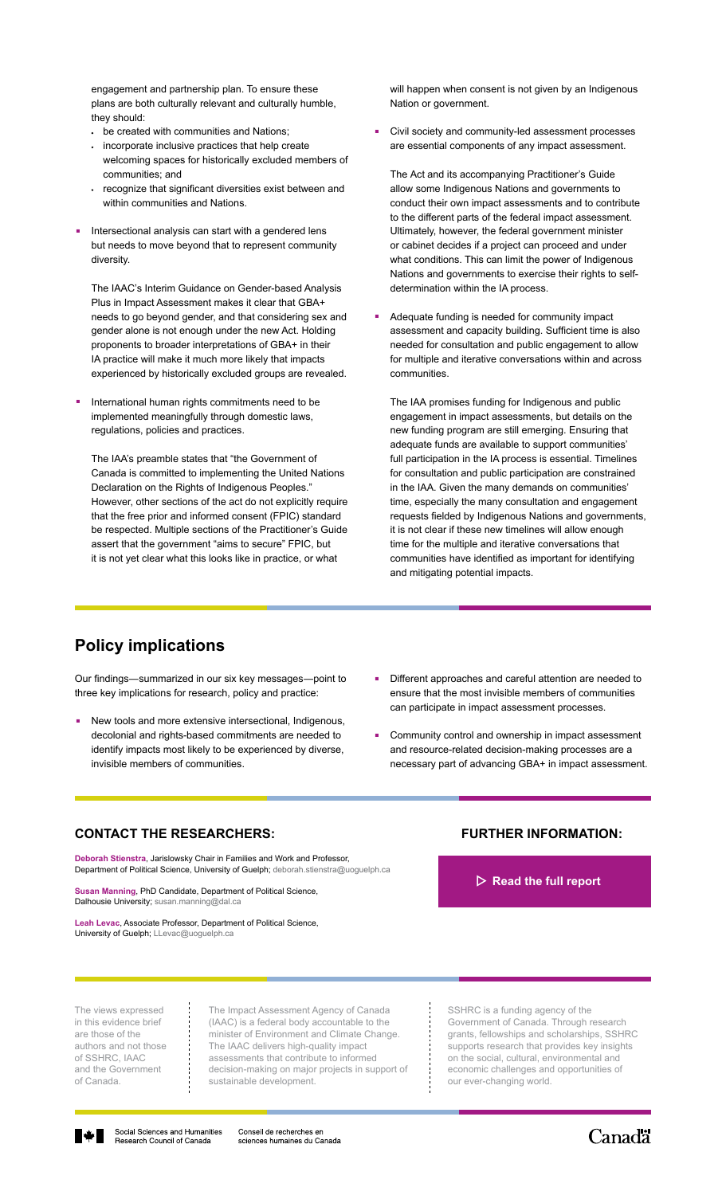engagement and partnership plan. To ensure these plans are both culturally relevant and culturally humble, they should:

- be created with communities and Nations;
- incorporate inclusive practices that help create welcoming spaces for historically excluded members of communities; and
- recognize that significant diversities exist between and within communities and Nations.

- Intersectional analysis can start with a gendered lens but needs to move beyond that to represent community diversity.

  The IAAC's Interim Guidance on Gender-based Analysis Plus in Impact Assessment makes it clear that GBA+ needs to go beyond gender, and that considering sex and gender alone is not enough under the new Act. Holding proponents to broader interpretations of GBA+ in their IA practice will make it much more likely that impacts experienced by historically excluded groups are revealed.

- International human rights commitments need to be implemented meaningfully through domestic laws, regulations, policies and practices.

  The IAA's preamble states that "the Government of Canada is committed to implementing the United Nations Declaration on the Rights of Indigenous Peoples." However, other sections of the act do not explicitly require that the free prior and informed consent (FPIC) standard be respected. Multiple sections of the Practitioner's Guide assert that the government "aims to secure" FPIC, but it is not yet clear what this looks like in practice, or what will happen when consent is not given by an Indigenous Nation or government.

- Civil society and community-led assessment processes are essential components of any impact assessment.

  The Act and its accompanying Practitioner's Guide allow some Indigenous Nations and governments to conduct their own impact assessments and to contribute to the different parts of the federal impact assessment. Ultimately, however, the federal government minister or cabinet decides if a project can proceed and under what conditions. This can limit the power of Indigenous Nations and governments to exercise their rights to self-determination within the IA process.

- Adequate funding is needed for community impact assessment and capacity building. Sufficient time is also needed for consultation and public engagement to allow for multiple and iterative conversations within and across communities.

  The IAA promises funding for Indigenous and public engagement in impact assessments, but details on the new funding program are still emerging. Ensuring that adequate funds are available to support communities' full participation in the IA process is essential. Timelines for consultation and public participation are constrained in the IAA. Given the many demands on communities' time, especially the many consultation and engagement requests fielded by Indigenous Nations and governments, it is not clear if these new timelines will allow enough time for the multiple and iterative conversations that communities have identified as important for identifying and mitigating potential impacts.

## Policy implications

Our findings—summarized in our six key messages—point to three key implications for research, policy and practice:

- New tools and more extensive intersectional, Indigenous, decolonial and rights-based commitments are needed to identify impacts most likely to be experienced by diverse, invisible members of communities.
- Different approaches and careful attention are needed to ensure that the most invisible members of communities can participate in impact assessment processes.
- Community control and ownership in impact assessment and resource-related decision-making processes are a necessary part of advancing GBA+ in impact assessment.

### CONTACT THE RESEARCHERS:

**Deborah Stienstra**, Jarislowsky Chair in Families and Work and Professor, Department of Political Science, University of Guelph; deborah.stienstra@uoguelph.ca

**Susan Manning**, PhD Candidate, Department of Political Science, Dalhousie University; susan.manning@dal.ca

**Leah Levac**, Associate Professor, Department of Political Science, University of Guelph; LLevac@uoguelph.ca

### FURTHER INFORMATION:

**▷ Read the full report**

The views expressed in this evidence brief are those of the authors and not those of SSHRC, IAAC and the Government of Canada.

The Impact Assessment Agency of Canada (IAAC) is a federal body accountable to the minister of Environment and Climate Change. The IAAC delivers high-quality impact assessments that contribute to informed decision-making on major projects in support of sustainable development.

SSHRC is a funding agency of the Government of Canada. Through research grants, fellowships and scholarships, SSHRC supports research that provides key insights on the social, cultural, environmental and economic challenges and opportunities of our ever-changing world.

Social Sciences and Humanities Research Council of Canada | Conseil de recherches en sciences humaines du Canada

Canada